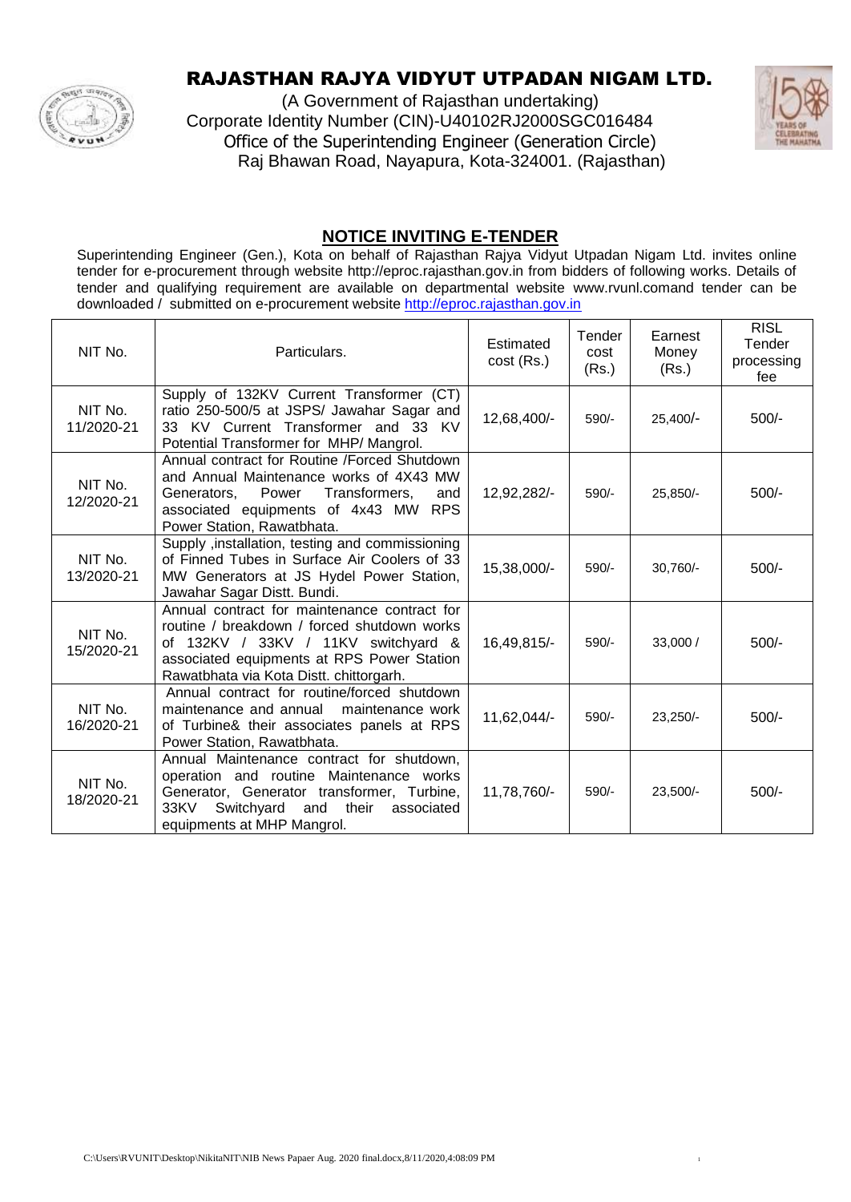# RAJASTHAN RAJYA VIDYUT UTPADAN NIGAM LTD.

(A Government of Rajasthan undertaking)
Corporate Identity Number (CIN)-U40102RJ2000SGC016484
Office of the Superintending Engineer (Generation Circle)
Raj Bhawan Road, Nayapura, Kota-324001. (Rajasthan)

## NOTICE INVITING E-TENDER

Superintending Engineer (Gen.), Kota on behalf of Rajasthan Rajya Vidyut Utpadan Nigam Ltd. invites online tender for e-procurement through website http://eproc.rajasthan.gov.in from bidders of following works. Details of tender and qualifying requirement are available on departmental website www.rvunl.comand tender can be downloaded / submitted on e-procurement website http://eproc.rajasthan.gov.in

| NIT No. | Particulars. | Estimated cost (Rs.) | Tender cost (Rs.) | Earnest Money (Rs.) | RISL Tender processing fee |
|---|---|---|---|---|---|
| NIT No. 11/2020-21 | Supply of 132KV Current Transformer (CT) ratio 250-500/5 at JSPS/ Jawahar Sagar and 33 KV Current Transformer and 33 KV Potential Transformer for MHP/ Mangrol. | 12,68,400/- | 590/- | 25,400/- | 500/- |
| NIT No. 12/2020-21 | Annual contract for Routine /Forced Shutdown and Annual Maintenance works of 4X43 MW Generators, Power Transformers, and associated equipments of 4x43 MW RPS Power Station, Rawatbhata. | 12,92,282/- | 590/- | 25,850/- | 500/- |
| NIT No. 13/2020-21 | Supply ,installation, testing and commissioning of Finned Tubes in Surface Air Coolers of 33 MW Generators at JS Hydel Power Station, Jawahar Sagar Distt. Bundi. | 15,38,000/- | 590/- | 30,760/- | 500/- |
| NIT No. 15/2020-21 | Annual contract for maintenance contract for routine / breakdown / forced shutdown works of 132KV / 33KV / 11KV switchyard & associated equipments at RPS Power Station Rawatbhata via Kota Distt. chittorgarh. | 16,49,815/- | 590/- | 33,000 / | 500/- |
| NIT No. 16/2020-21 | Annual contract for routine/forced shutdown maintenance and annual maintenance work of Turbine& their associates panels at RPS Power Station, Rawatbhata. | 11,62,044/- | 590/- | 23,250/- | 500/- |
| NIT No. 18/2020-21 | Annual Maintenance contract for shutdown, operation and routine Maintenance works Generator, Generator transformer, Turbine, 33KV Switchyard and their associated equipments at MHP Mangrol. | 11,78,760/- | 590/- | 23,500/- | 500/- |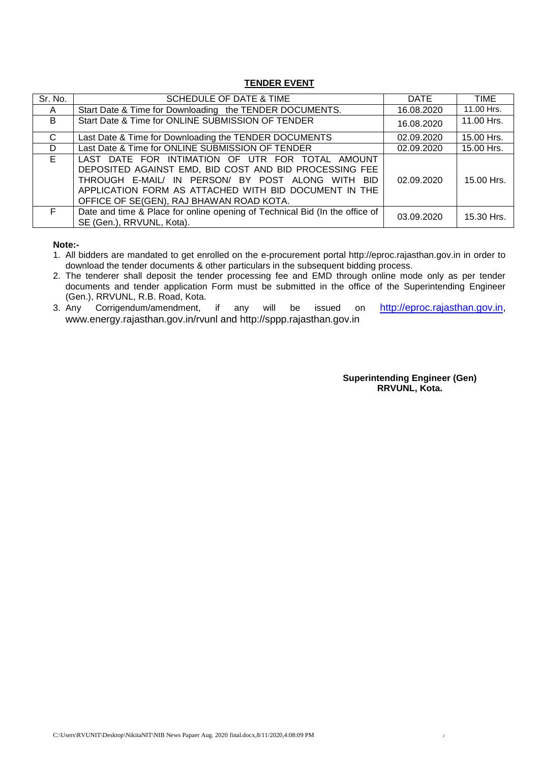## TENDER EVENT

| Sr. No. | SCHEDULE OF DATE & TIME | DATE | TIME |
|---|---|---|---|
| A | Start Date & Time for Downloading the TENDER DOCUMENTS. | 16.08.2020 | 11.00 Hrs. |
| B | Start Date & Time for ONLINE SUBMISSION OF TENDER | 16.08.2020 | 11.00 Hrs. |
| C | Last Date & Time for Downloading the TENDER DOCUMENTS | 02.09.2020 | 15.00 Hrs. |
| D | Last Date & Time for ONLINE SUBMISSION OF TENDER | 02.09.2020 | 15.00 Hrs. |
| E | LAST DATE FOR INTIMATION OF UTR FOR TOTAL AMOUNT DEPOSITED AGAINST EMD, BID COST AND BID PROCESSING FEE THROUGH E-MAIL/ IN PERSON/ BY POST ALONG WITH BID APPLICATION FORM AS ATTACHED WITH BID DOCUMENT IN THE OFFICE OF SE(GEN), RAJ BHAWAN ROAD KOTA. | 02.09.2020 | 15.00 Hrs. |
| F | Date and time & Place for online opening of Technical Bid (In the office of SE (Gen.), RRVUNL, Kota). | 03.09.2020 | 15.30 Hrs. |

**Note:-**

1. All bidders are mandated to get enrolled on the e-procurement portal http://eproc.rajasthan.gov.in in order to download the tender documents & other particulars in the subsequent bidding process.
2. The tenderer shall deposit the tender processing fee and EMD through online mode only as per tender documents and tender application Form must be submitted in the office of the Superintending Engineer (Gen.), RRVUNL, R.B. Road, Kota.
3. Any Corrigendum/amendment, if any will be issued on http://eproc.rajasthan.gov.in, www.energy.rajasthan.gov.in/rvunl and http://sppp.rajasthan.gov.in

**Superintending Engineer (Gen)**
**RRVUNL, Kota.**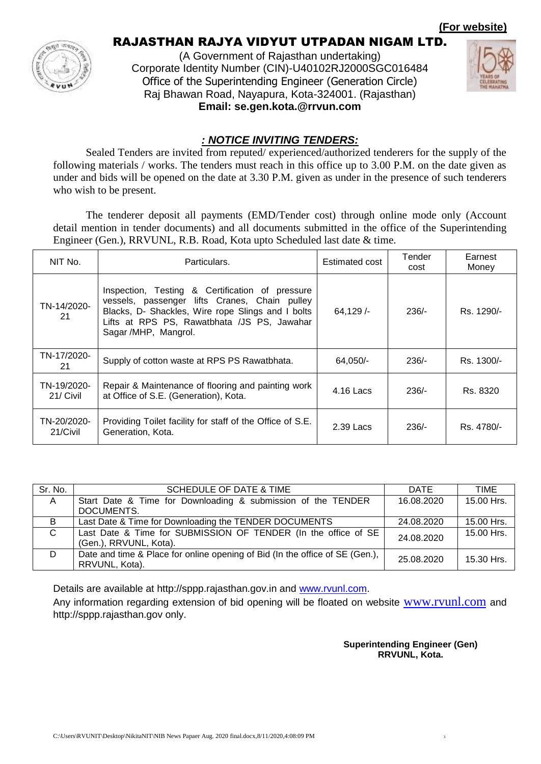**(For website)**

# RAJASTHAN RAJYA VIDYUT UTPADAN NIGAM LTD.

(A Government of Rajasthan undertaking)
Corporate Identity Number (CIN)-U40102RJ2000SGC016484
Office of the Superintending Engineer (Generation Circle)
Raj Bhawan Road, Nayapura, Kota-324001. (Rajasthan)
**Email: se.gen.kota.@rrvun.com**

## *: NOTICE INVITING TENDERS:*

Sealed Tenders are invited from reputed/ experienced/authorized tenderers for the supply of the following materials / works. The tenders must reach in this office up to 3.00 P.M. on the date given as under and bids will be opened on the date at 3.30 P.M. given as under in the presence of such tenderers who wish to be present.

The tenderer deposit all payments (EMD/Tender cost) through online mode only (Account detail mention in tender documents) and all documents submitted in the office of the Superintending Engineer (Gen.), RRVUNL, R.B. Road, Kota upto Scheduled last date & time.

| NIT No. | Particulars. | Estimated cost | Tender cost | Earnest Money |
|---|---|---|---|---|
| TN-14/2020-21 | Inspection, Testing & Certification of pressure vessels, passenger lifts Cranes, Chain pulley Blacks, D- Shackles, Wire rope Slings and I bolts Lifts at RPS PS, Rawatbhata /JS PS, Jawahar Sagar /MHP, Mangrol. | 64,129 /- | 236/- | Rs. 1290/- |
| TN-17/2020-21 | Supply of cotton waste at RPS PS Rawatbhata. | 64,050/- | 236/- | Rs. 1300/- |
| TN-19/2020-21/ Civil | Repair & Maintenance of flooring and painting work at Office of S.E. (Generation), Kota. | 4.16 Lacs | 236/- | Rs. 8320 |
| TN-20/2020-21/Civil | Providing Toilet facility for staff of the Office of S.E. Generation, Kota. | 2.39 Lacs | 236/- | Rs. 4780/- |

| Sr. No. | SCHEDULE OF DATE & TIME | DATE | TIME |
|---|---|---|---|
| A | Start Date & Time for Downloading & submission of the TENDER DOCUMENTS. | 16.08.2020 | 15.00 Hrs. |
| B | Last Date & Time for Downloading the TENDER DOCUMENTS | 24.08.2020 | 15.00 Hrs. |
| C | Last Date & Time for SUBMISSION OF TENDER (In the office of SE (Gen.), RRVUNL, Kota). | 24.08.2020 | 15.00 Hrs. |
| D | Date and time & Place for online opening of Bid (In the office of SE (Gen.), RRVUNL, Kota). | 25.08.2020 | 15.30 Hrs. |

Details are available at http://sppp.rajasthan.gov.in and www.rvunl.com.

Any information regarding extension of bid opening will be floated on website www.rvunl.com and http://sppp.rajasthan.gov only.

**Superintending Engineer (Gen)**
**RRVUNL, Kota.**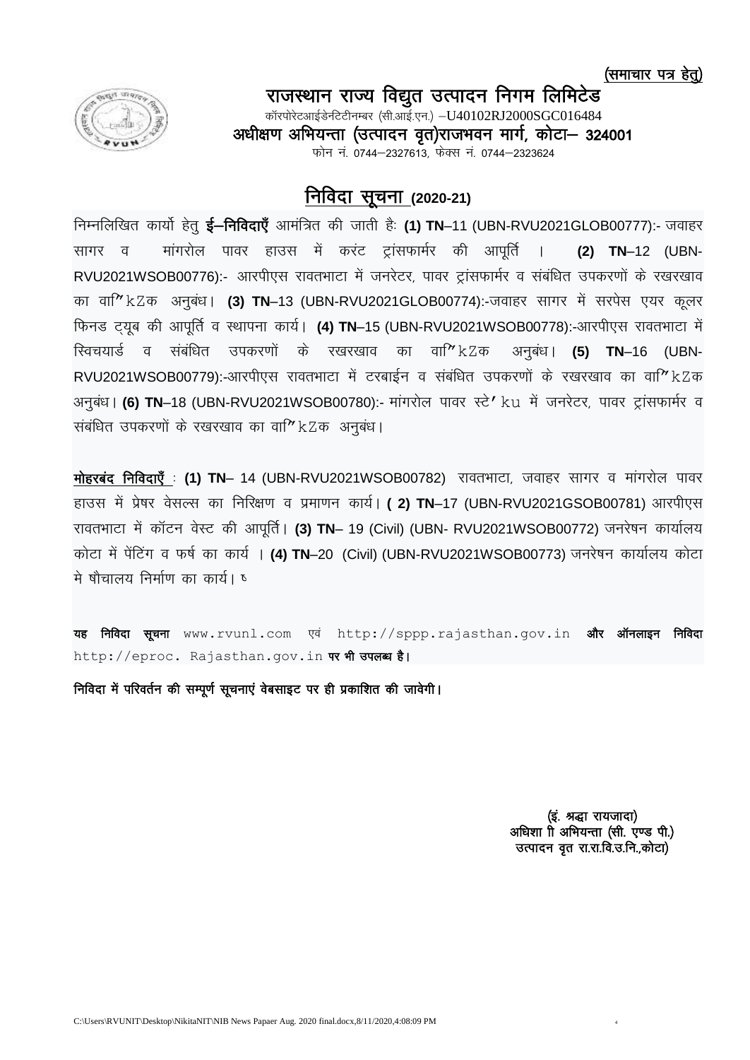<u>(समाचार पत्र हेतु)</u>

# राजस्थान राज्य विद्युत उत्पादन निगम लिमिटेड

कॉरपोरेटआईडेन्टिटीनम्बर (सी.आई.एन.) –U40102RJ2000SGC016484

**अधीक्षण अभियन्ता (उत्पादन वृत)राजभवन मार्ग, कोटा– 324001**

फोन नं. 0744–2327613, फेक्स नं. 0744–2323624

## <u>निविदा सूचना</u> (2020-21)

निम्नलिखित कार्यो हेतु **ई–निविदाएँ** आमंत्रित की जाती हैः **(1) TN**–11 (UBN-RVU2021GLOB00777):- जवाहर सागर व मांगरोल पावर हाउस में करंट ट्रांसफार्मर की आपूर्ति । **(2) TN**–12 (UBN-RVU2021WSOB00776):- आरपीएस रावतभाटा में जनरेटर, पावर ट्रांसफार्मर व संबंधित उपकरणों के रखरखाव का वा"kZक अनुबंध। **(3) TN**–13 (UBN-RVU2021GLOB00774):-जवाहर सागर में सरपेस एयर कूलर फिनड ट्यूब की आपूर्ति व स्थापना कार्य। **(4) TN**–15 (UBN-RVU2021WSOB00778):-आरपीएस रावतभाटा में स्विचयार्ड व संबंधित उपकरणों के रखरखाव का वा"kZक अनुबंध। **(5) TN**–16 (UBN-RVU2021WSOB00779):-आरपीएस रावतभाटा में टरबाईन व संबंधित उपकरणों के रखरखाव का वा"kZक अनुबंध। **(6) TN**–18 (UBN-RVU2021WSOB00780):- मांगरोल पावर स्टे'ku में जनरेटर, पावर ट्रांसफार्मर व संबंधित उपकरणों के रखरखाव का वा"kZक अनुबंध।

<u>**मोहरबंद निविदाएँ**</u> : **(1) TN**– 14 (UBN-RVU2021WSOB00782) रावतभाटा, जवाहर सागर व मांगरोल पावर हाउस में प्रेषर वेसल्स का निरिक्षण व प्रमाणन कार्य। **( 2) TN**–17 (UBN-RVU2021GSOB00781) आरपीएस रावतभाटा में कॉटन वेस्ट की आपूर्ति। **(3) TN**– 19 (Civil) (UBN- RVU2021WSOB00772) जनरेषन कार्यालय कोटा में पेंटिंग व फर्ष का कार्य । **(4) TN**–20 (Civil) (UBN-RVU2021WSOB00773) जनरेषन कार्यालय कोटा मे षौचालय निर्माण का कार्य। ़

**यह निविदा सूचना** www.rvunl.com एवं http://sppp.rajasthan.gov.in **और ऑनलाइन निविदा** http://eproc. Rajasthan.gov.in **पर भी उपलब्ध है।**

**निविदा में परिवर्तन की सम्पूर्ण सूचनाएं वेबसाइट पर ही प्रकाशित की जावेगी।**

**(इं. श्रद्धा रायजादा)**
**अधिशा ाी अभियन्ता (सी. एण्ड पी.)**
**उत्पादन वृत रा.रा.वि.उ.नि.,कोटा)**

C:\Users\RVUNIT\Desktop\NikitaNIT\NIB News Papaer Aug. 2020 final.docx,8/11/2020,4:08:09 PM